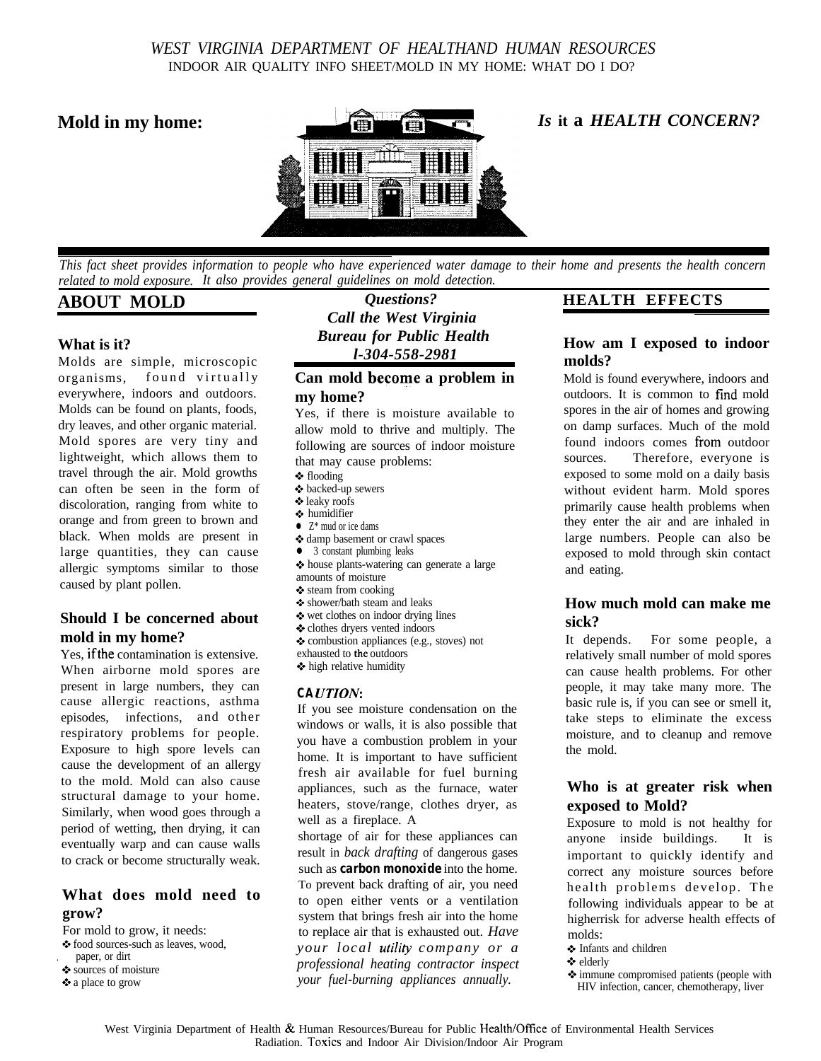*WEST VIRGINIA DEPARTMENT OF HEALTHAND HUMAN RESOURCES*

INDOOR AIR QUALITY INFO SHEET/MOLD IN MY HOME: WHAT DO I DO?

# Mold in my home: *Is* it a *HEALTH CONCERN?*

*This fact sheet provides information to people who have experienced water damage to their home and presents the health concern related to mold exposure. It also provides general guidelines on mold detection.*

## ABOUT MOLD

### What is it?

Molds are simple, microscopic organisms, found virtually everywhere, indoors and outdoors. Molds can be found on plants, foods, dry leaves, and other organic material. Mold spores are very tiny and lightweight, which allows them to travel through the air. Mold growths can often be seen in the form of discoloration, ranging from white to orange and from green to brown and black. When molds are present in large quantities, they can cause allergic symptoms similar to those caused by plant pollen.

### Should I be concerned about mold in my home?

Yes, if the contamination is extensive. When airborne mold spores are present in large numbers, they can cause allergic reactions, asthma episodes, infections, and other respiratory problems for people. Exposure to high spore levels can cause the development of an allergy to the mold. Mold can also cause structural damage to your home. Similarly, when wood goes through a period of wetting, then drying, it can eventually warp and can cause walls to crack or become structurally weak.

### What does mold need to grow?

For mold to grow, it needs:

- food sources-such as leaves, wood, paper, or dirt
- sources of moisture
- a place to grow

***Questions?***
***Call the West Virginia Bureau for Public Health***
***l-304-558-2981***

### Can mold become a problem in my home?

Yes, if there is moisture available to allow mold to thrive and multiply. The following are sources of indoor moisture that may cause problems:

- flooding
- backed-up sewers
- leaky roofs
- humidifier
- Z* mud or ice dams
- damp basement or crawl spaces
- 3 constant plumbing leaks
- house plants-watering can generate a large amounts of moisture
- steam from cooking
- shower/bath steam and leaks
- wet clothes on indoor drying lines
- clothes dryers vented indoors
- combustion appliances (e.g., stoves) not exhausted to the outdoors
- high relative humidity

***CAUTION*:**

If you see moisture condensation on the windows or walls, it is also possible that you have a combustion problem in your home. It is important to have sufficient fresh air available for fuel burning appliances, such as the furnace, water heaters, stove/range, clothes dryer, as well as a fireplace. A shortage of air for these appliances can result in *back drafting* of dangerous gases such as **carbon monoxide** into the home. To prevent back drafting of air, you need to open either vents or a ventilation system that brings fresh air into the home to replace air that is exhausted out. *Have your local utility company or a professional heating contractor inspect your fuel-burning appliances annually.*

## HEALTH EFFECTS

### How am I exposed to indoor molds?

Mold is found everywhere, indoors and outdoors. It is common to find mold spores in the air of homes and growing on damp surfaces. Much of the mold found indoors comes from outdoor sources. Therefore, everyone is exposed to some mold on a daily basis without evident harm. Mold spores primarily cause health problems when they enter the air and are inhaled in large numbers. People can also be exposed to mold through skin contact and eating.

### How much mold can make me sick?

It depends. For some people, a relatively small number of mold spores can cause health problems. For other people, it may take many more. The basic rule is, if you can see or smell it, take steps to eliminate the excess moisture, and to cleanup and remove the mold.

### Who is at greater risk when exposed to Mold?

Exposure to mold is not healthy for anyone inside buildings. It is important to quickly identify and correct any moisture sources before health problems develop. The following individuals appear to be at higherrisk for adverse health effects of molds:

- Infants and children
- elderly
- immune compromised patients (people with HIV infection, cancer, chemotherapy, liver

West Virginia Department of Health & Human Resources/Bureau for Public Health/Office of Environmental Health Services Radiation. Toxics and Indoor Air Division/Indoor Air Program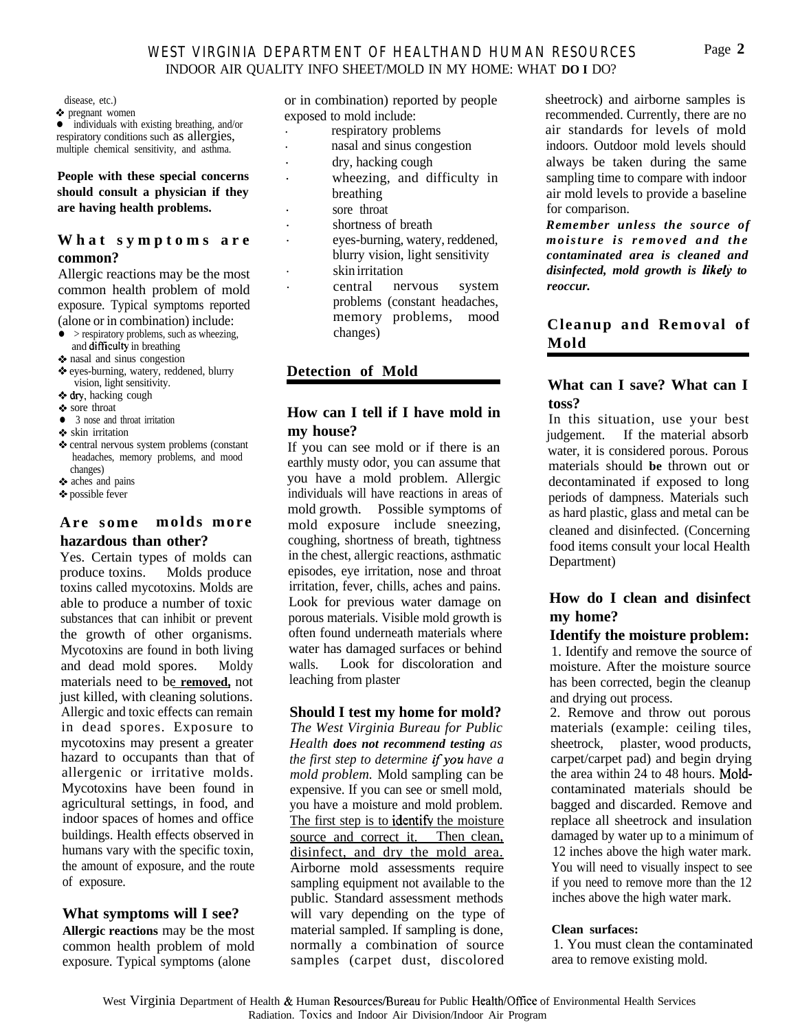disease, etc.)

- pregnant women
- individuals with existing breathing, and/or respiratory conditions such as allergies, multiple chemical sensitivity, and asthma.

**People with these special concerns should consult a physician if they are having health problems.**

### What symptoms are common?

Allergic reactions may be the most common health problem of mold exposure. Typical symptoms reported (alone or in combination) include:

- > respiratory problems, such as wheezing, and difficulty in breathing
- nasal and sinus congestion
- eyes-burning, watery, reddened, blurry vision, light sensitivity.
- dry, hacking cough
- sore throat
- 3 nose and throat irritation
- skin irritation
- central nervous system problems (constant headaches, memory problems, and mood changes)
- aches and pains
- possible fever

### Are some molds more hazardous than other?

Yes. Certain types of molds can produce toxins. Molds produce toxins called mycotoxins. Molds are able to produce a number of toxic substances that can inhibit or prevent the growth of other organisms. Mycotoxins are found in both living and dead mold spores. Moldy materials need to be **removed,** not just killed, with cleaning solutions. Allergic and toxic effects can remain in dead spores. Exposure to mycotoxins may present a greater hazard to occupants than that of allergenic or irritative molds. Mycotoxins have been found in agricultural settings, in food, and indoor spaces of homes and office buildings. Health effects observed in humans vary with the specific toxin, the amount of exposure, and the route of exposure.

### What symptoms will I see?

**Allergic reactions** may be the most common health problem of mold exposure. Typical symptoms (alone or in combination) reported by people exposed to mold include:

- respiratory problems
- nasal and sinus congestion
- dry, hacking cough
- wheezing, and difficulty in breathing
- sore throat
- shortness of breath
- eyes-burning, watery, reddened, blurry vision, light sensitivity
- skin irritation
- central nervous system problems (constant headaches, memory problems, mood changes)

## Detection of Mold

### How can I tell if I have mold in my house?

If you can see mold or if there is an earthly musty odor, you can assume that you have a mold problem. Allergic individuals will have reactions in areas of mold growth. Possible symptoms of mold exposure include sneezing, coughing, shortness of breath, tightness in the chest, allergic reactions, asthmatic episodes, eye irritation, nose and throat irritation, fever, chills, aches and pains. Look for previous water damage on porous materials. Visible mold growth is often found underneath materials where water has damaged surfaces or behind walls. Look for discoloration and leaching from plaster

### Should I test my home for mold?

*The West Virginia Bureau for Public Health* ***does not recommend testing*** *as the first step to determine if you have a mold problem.* Mold sampling can be expensive. If you can see or smell mold, you have a moisture and mold problem. The first step is to identify the moisture source and correct it. Then clean, disinfect, and dry the mold area. Airborne mold assessments require sampling equipment not available to the public. Standard assessment methods will vary depending on the type of material sampled. If sampling is done, normally a combination of source samples (carpet dust, discolored sheetrock) and airborne samples is recommended. Currently, there are no air standards for levels of mold indoors. Outdoor mold levels should always be taken during the same sampling time to compare with indoor air mold levels to provide a baseline for comparison.

***Remember unless the source of moisture is removed and the contaminated area is cleaned and disinfected, mold growth is likely to reoccur.***

## Cleanup and Removal of Mold

### What can I save? What can I toss?

In this situation, use your best judgement. If the material absorb water, it is considered porous. Porous materials should **be** thrown out or decontaminated if exposed to long periods of dampness. Materials such as hard plastic, glass and metal can be cleaned and disinfected. (Concerning food items consult your local Health Department)

### How do I clean and disinfect my home?

**Identify the moisture problem:**

1. Identify and remove the source of moisture. After the moisture source has been corrected, begin the cleanup and drying out process.
2. Remove and throw out porous materials (example: ceiling tiles, sheetrock, plaster, wood products, carpet/carpet pad) and begin drying the area within 24 to 48 hours. Mold-contaminated materials should be bagged and discarded. Remove and replace all sheetrock and insulation damaged by water up to a minimum of 12 inches above the high water mark. You will need to visually inspect to see if you need to remove more than the 12 inches above the high water mark.

**Clean surfaces:**

1. You must clean the contaminated area to remove existing mold.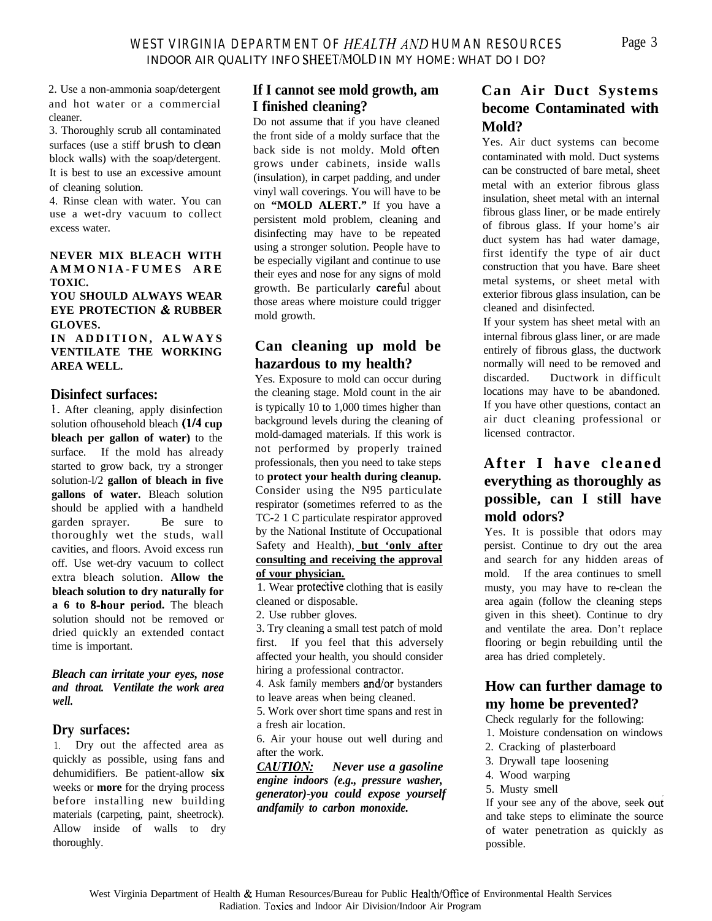2. Use a non-ammonia soap/detergent and hot water or a commercial cleaner.

3. Thoroughly scrub all contaminated surfaces (use a stiff brush to clean block walls) with the soap/detergent. It is best to use an excessive amount of cleaning solution.

4. Rinse clean with water. You can use a wet-dry vacuum to collect excess water.

**NEVER MIX BLEACH WITH AMMONIA-FUMES ARE TOXIC.**

**YOU SHOULD ALWAYS WEAR EYE PROTECTION & RUBBER GLOVES.**

**IN ADDITION, ALWAYS VENTILATE THE WORKING AREA WELL.**

## Disinfect surfaces:

1. After cleaning, apply disinfection solution ofhousehold bleach **(1/4 cup bleach per gallon of water)** to the surface. If the mold has already started to grow back, try a stronger solution-l/2 **gallon of bleach in five gallons of water.** Bleach solution should be applied with a handheld garden sprayer. Be sure to thoroughly wet the studs, wall cavities, and floors. Avoid excess run off. Use wet-dry vacuum to collect extra bleach solution. **Allow the bleach solution to dry naturally for a 6 to 8-hour period.** The bleach solution should not be removed or dried quickly an extended contact time is important.

***Bleach can irritate your eyes, nose and throat. Ventilate the work area well.***

## Dry surfaces:

1. Dry out the affected area as quickly as possible, using fans and dehumidifiers. Be patient-allow **six** weeks or **more** for the drying process before installing new building materials (carpeting, paint, sheetrock). Allow inside of walls to dry thoroughly.

## If I cannot see mold growth, am I finished cleaning?

Do not assume that if you have cleaned the front side of a moldy surface that the back side is not moldy. Mold often grows under cabinets, inside walls (insulation), in carpet padding, and under vinyl wall coverings. You will have to be on **"MOLD ALERT."** If you have a persistent mold problem, cleaning and disinfecting may have to be repeated using a stronger solution. People have to be especially vigilant and continue to use their eyes and nose for any signs of mold growth. Be particularly careful about those areas where moisture could trigger mold growth.

## Can cleaning up mold be hazardous to my health?

Yes. Exposure to mold can occur during the cleaning stage. Mold count in the air is typically 10 to 1,000 times higher than background levels during the cleaning of mold-damaged materials. If this work is not performed by properly trained professionals, then you need to take steps to **protect your health during cleanup.** Consider using the N95 particulate respirator (sometimes referred to as the TC-2 1 C particulate respirator approved by the National Institute of Occupational Safety and Health), **but 'only after consulting and receiving the approval of vour physician.**

1. Wear protective clothing that is easily cleaned or disposable.
2. Use rubber gloves.
3. Try cleaning a small test patch of mold first. If you feel that this adversely affected your health, you should consider hiring a professional contractor.
4. Ask family members and/or bystanders to leave areas when being cleaned.
5. Work over short time spans and rest in a fresh air location.
6. Air your house out well during and after the work.

***CAUTION:* *Never use a gasoline engine indoors (e.g., pressure washer, generator)-you could expose yourself andfamily to carbon monoxide.***

## Can Air Duct Systems become Contaminated with Mold?

Yes. Air duct systems can become contaminated with mold. Duct systems can be constructed of bare metal, sheet metal with an exterior fibrous glass insulation, sheet metal with an internal fibrous glass liner, or be made entirely of fibrous glass. If your home's air duct system has had water damage, first identify the type of air duct construction that you have. Bare sheet metal systems, or sheet metal with exterior fibrous glass insulation, can be cleaned and disinfected.

If your system has sheet metal with an internal fibrous glass liner, or are made entirely of fibrous glass, the ductwork normally will need to be removed and discarded. Ductwork in difficult locations may have to be abandoned. If you have other questions, contact an air duct cleaning professional or licensed contractor.

## After I have cleaned everything as thoroughly as possible, can I still have mold odors?

Yes. It is possible that odors may persist. Continue to dry out the area and search for any hidden areas of mold. If the area continues to smell musty, you may have to re-clean the area again (follow the cleaning steps given in this sheet). Continue to dry and ventilate the area. Don't replace flooring or begin rebuilding until the area has dried completely.

## How can further damage to my home be prevented?

Check regularly for the following:

1. Moisture condensation on windows
2. Cracking of plasterboard
3. Drywall tape loosening
4. Wood warping
5. Musty smell

If your see any of the above, seek out and take steps to eliminate the source of water penetration as quickly as possible.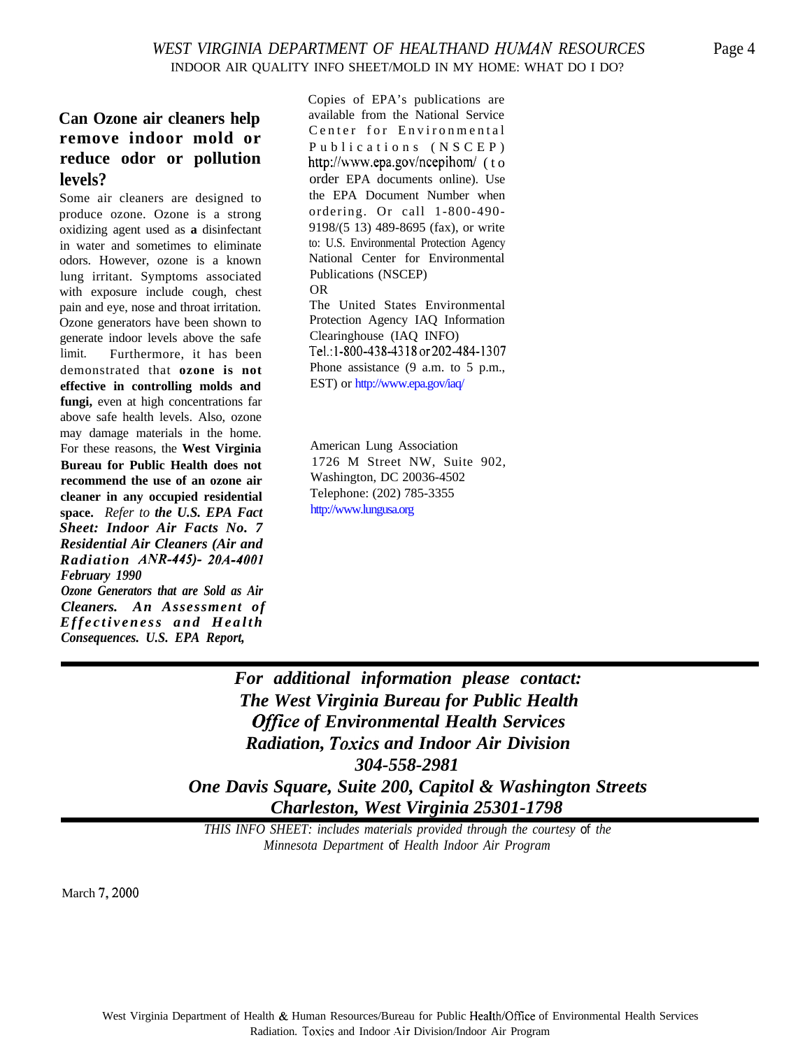## Can Ozone air cleaners help remove indoor mold or reduce odor or pollution levels?

Some air cleaners are designed to produce ozone. Ozone is a strong oxidizing agent used as **a** disinfectant in water and sometimes to eliminate odors. However, ozone is a known lung irritant. Symptoms associated with exposure include cough, chest pain and eye, nose and throat irritation. Ozone generators have been shown to generate indoor levels above the safe limit. Furthermore, it has been demonstrated that **ozone is not effective in controlling molds and fungi,** even at high concentrations far above safe health levels. Also, ozone may damage materials in the home. For these reasons, the **West Virginia Bureau for Public Health does not recommend the use of an ozone air cleaner in any occupied residential space.** *Refer to* ***the U.S. EPA Fact Sheet: Indoor Air Facts No. 7 Residential Air Cleaners (Air and Radiation ANR-445)- 20A-4001 February 1990***

***Ozone Generators that are Sold as Air Cleaners. An Assessment of Effectiveness and Health Consequences. U.S. EPA Report,***

Copies of EPA's publications are available from the National Service Center for Environmental Publications (NSCEP) http://www.epa.gov/ncepihom/ (to order EPA documents online). Use the EPA Document Number when ordering. Or call 1-800-490-9198/(5 13) 489-8695 (fax), or write to: U.S. Environmental Protection Agency National Center for Environmental Publications (NSCEP)

OR

The United States Environmental Protection Agency IAQ Information Clearinghouse (IAQ INFO)
Tel.:1-800-438-4318 or 202-484-1307
Phone assistance (9 a.m. to 5 p.m., EST) or http://www.epa.gov/iaq/

American Lung Association
1726 M Street NW, Suite 902,
Washington, DC 20036-4502
Telephone: (202) 785-3355
http://www.lungusa.org

---

***For additional information please contact:***
***The West Virginia Bureau for Public Health***
***Office of Environmental Health Services***
***Radiation, Toxics and Indoor Air Division***
***304-558-2981***
***One Davis Square, Suite 200, Capitol & Washington Streets***
***Charleston, West Virginia 25301-1798***

---

*THIS INFO SHEET: includes materials provided through the courtesy of the Minnesota Department of Health Indoor Air Program*

March 7, 2000